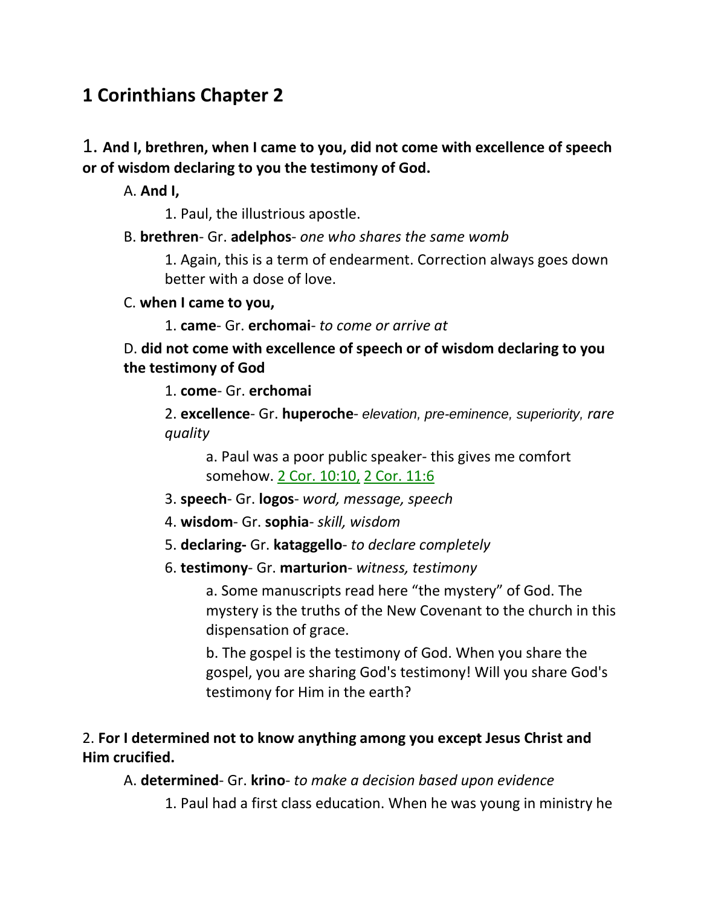# 1 Corinthians Chapter 2

1. **And I, brethren, when I came to you, did not come with excellence of speech or of wisdom declaring to you the testimony of God.**

A. **And I,**

1. Paul, the illustrious apostle.

B. **brethren**- Gr. **adelphos**- *one who shares the same womb*

1. Again, this is a term of endearment. Correction always goes down better with a dose of love.

C. **when I came to you,**

1. **came**- Gr. **erchomai**- *to come or arrive at*

D. **did not come with excellence of speech or of wisdom declaring to you the testimony of God**

1. **come**- Gr. **erchomai**

2. **excellence**- Gr. **huperoche**- *elevation, pre-eminence, superiority, rare quality*

a. Paul was a poor public speaker- this gives me comfort somehow. 2 Cor. 10:10, 2 Cor. 11:6

3. **speech**- Gr. **logos**- *word, message, speech*

4. **wisdom**- Gr. **sophia**- *skill, wisdom*

5. **declaring-** Gr. **kataggello**- *to declare completely*

6. **testimony**- Gr. **marturion**- *witness, testimony*

a. Some manuscripts read here "the mystery" of God. The mystery is the truths of the New Covenant to the church in this dispensation of grace.

b. The gospel is the testimony of God. When you share the gospel, you are sharing God's testimony! Will you share God's testimony for Him in the earth?

2. **For I determined not to know anything among you except Jesus Christ and Him crucified.**

A. **determined**- Gr. **krino**- *to make a decision based upon evidence*

1. Paul had a first class education. When he was young in ministry he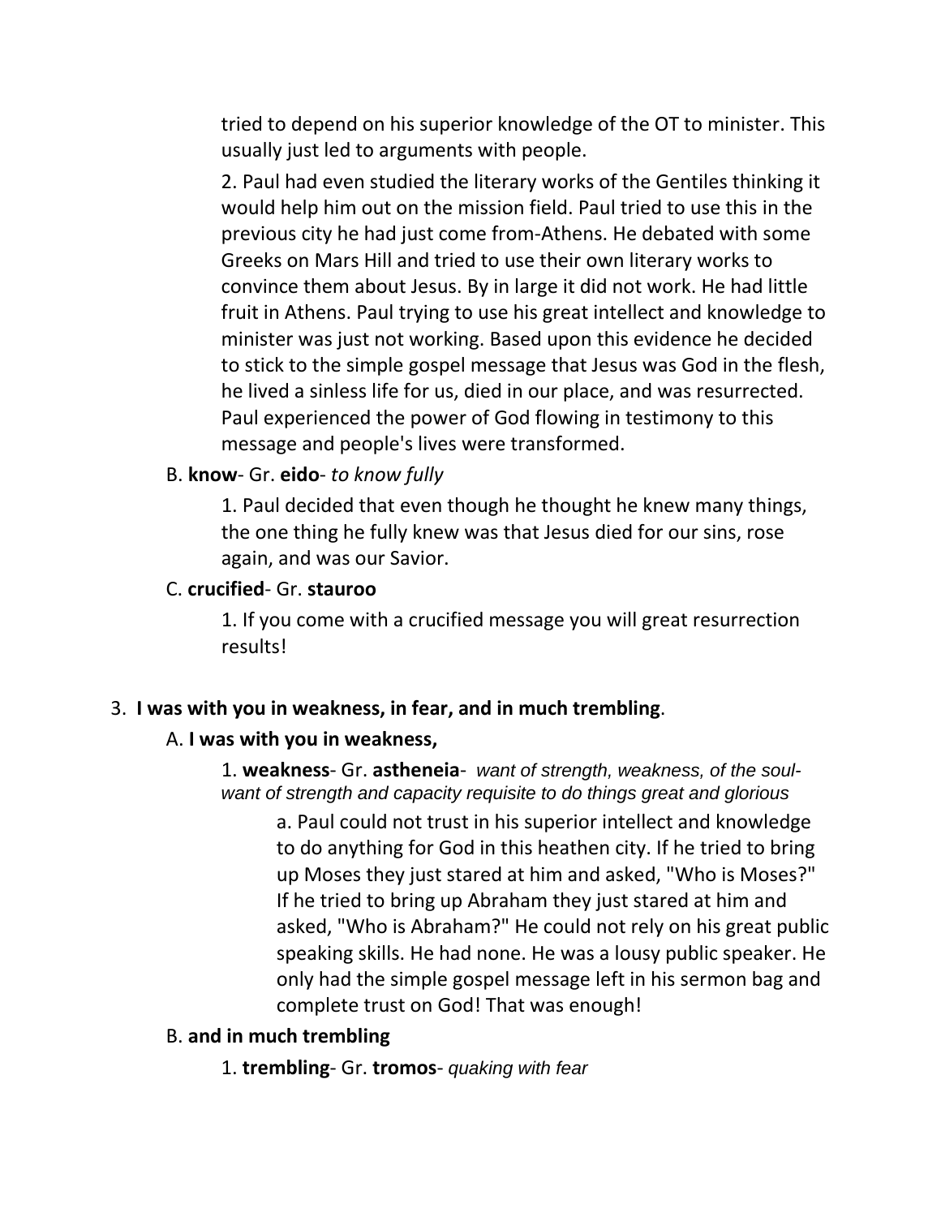tried to depend on his superior knowledge of the OT to minister. This usually just led to arguments with people.

2. Paul had even studied the literary works of the Gentiles thinking it would help him out on the mission field. Paul tried to use this in the previous city he had just come from-Athens. He debated with some Greeks on Mars Hill and tried to use their own literary works to convince them about Jesus. By in large it did not work. He had little fruit in Athens. Paul trying to use his great intellect and knowledge to minister was just not working. Based upon this evidence he decided to stick to the simple gospel message that Jesus was God in the flesh, he lived a sinless life for us, died in our place, and was resurrected. Paul experienced the power of God flowing in testimony to this message and people's lives were transformed.

B. **know**- Gr. **eido**- *to know fully*

1. Paul decided that even though he thought he knew many things, the one thing he fully knew was that Jesus died for our sins, rose again, and was our Savior.

C. **crucified**- Gr. **stauroo**

1. If you come with a crucified message you will great resurrection results!

3. **I was with you in weakness, in fear, and in much trembling**.

A. **I was with you in weakness,**

1. **weakness**- Gr. **astheneia**- *want of strength, weakness, of the soul- want of strength and capacity requisite to do things great and glorious*

a. Paul could not trust in his superior intellect and knowledge to do anything for God in this heathen city. If he tried to bring up Moses they just stared at him and asked, "Who is Moses?" If he tried to bring up Abraham they just stared at him and asked, "Who is Abraham?" He could not rely on his great public speaking skills. He had none. He was a lousy public speaker. He only had the simple gospel message left in his sermon bag and complete trust on God! That was enough!

B. **and in much trembling**

1. **trembling**- Gr. **tromos**- *quaking with fear*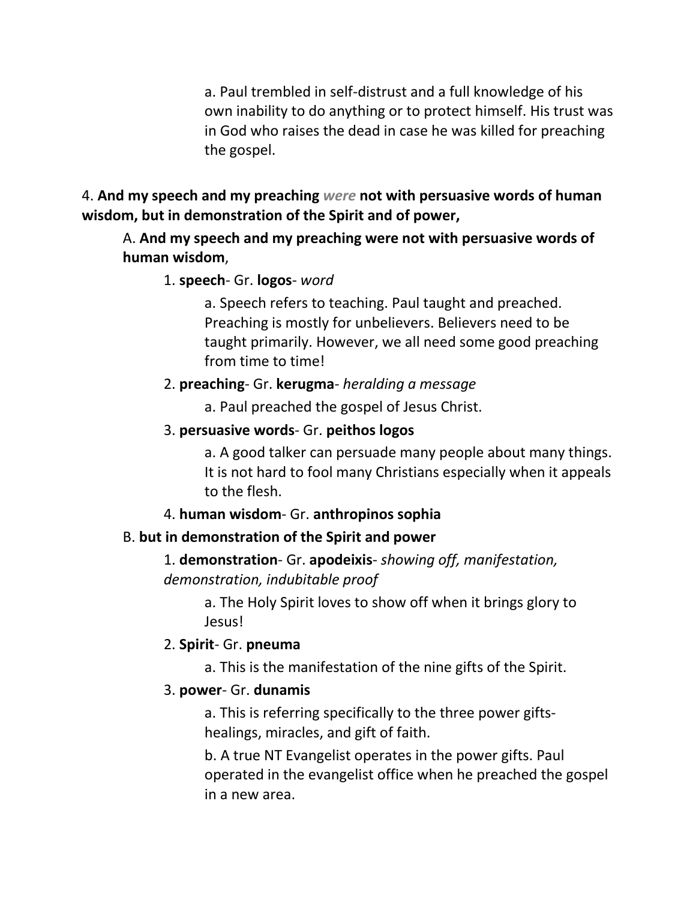a. Paul trembled in self-distrust and a full knowledge of his own inability to do anything or to protect himself. His trust was in God who raises the dead in case he was killed for preaching the gospel.

4. **And my speech and my preaching *were* not with persuasive words of human wisdom, but in demonstration of the Spirit and of power,**

A. **And my speech and my preaching were not with persuasive words of human wisdom**,

1. **speech**- Gr. **logos**- *word*

a. Speech refers to teaching. Paul taught and preached. Preaching is mostly for unbelievers. Believers need to be taught primarily. However, we all need some good preaching from time to time!

2. **preaching**- Gr. **kerugma**- *heralding a message*

a. Paul preached the gospel of Jesus Christ.

3. **persuasive words**- Gr. **peithos logos**

a. A good talker can persuade many people about many things. It is not hard to fool many Christians especially when it appeals to the flesh.

4. **human wisdom**- Gr. **anthropinos sophia**

B. **but in demonstration of the Spirit and power**

1. **demonstration**- Gr. **apodeixis**- *showing off, manifestation, demonstration, indubitable proof*

a. The Holy Spirit loves to show off when it brings glory to Jesus!

2. **Spirit**- Gr. **pneuma**

a. This is the manifestation of the nine gifts of the Spirit.

3. **power**- Gr. **dunamis**

a. This is referring specifically to the three power gifts- healings, miracles, and gift of faith.

b. A true NT Evangelist operates in the power gifts. Paul operated in the evangelist office when he preached the gospel in a new area.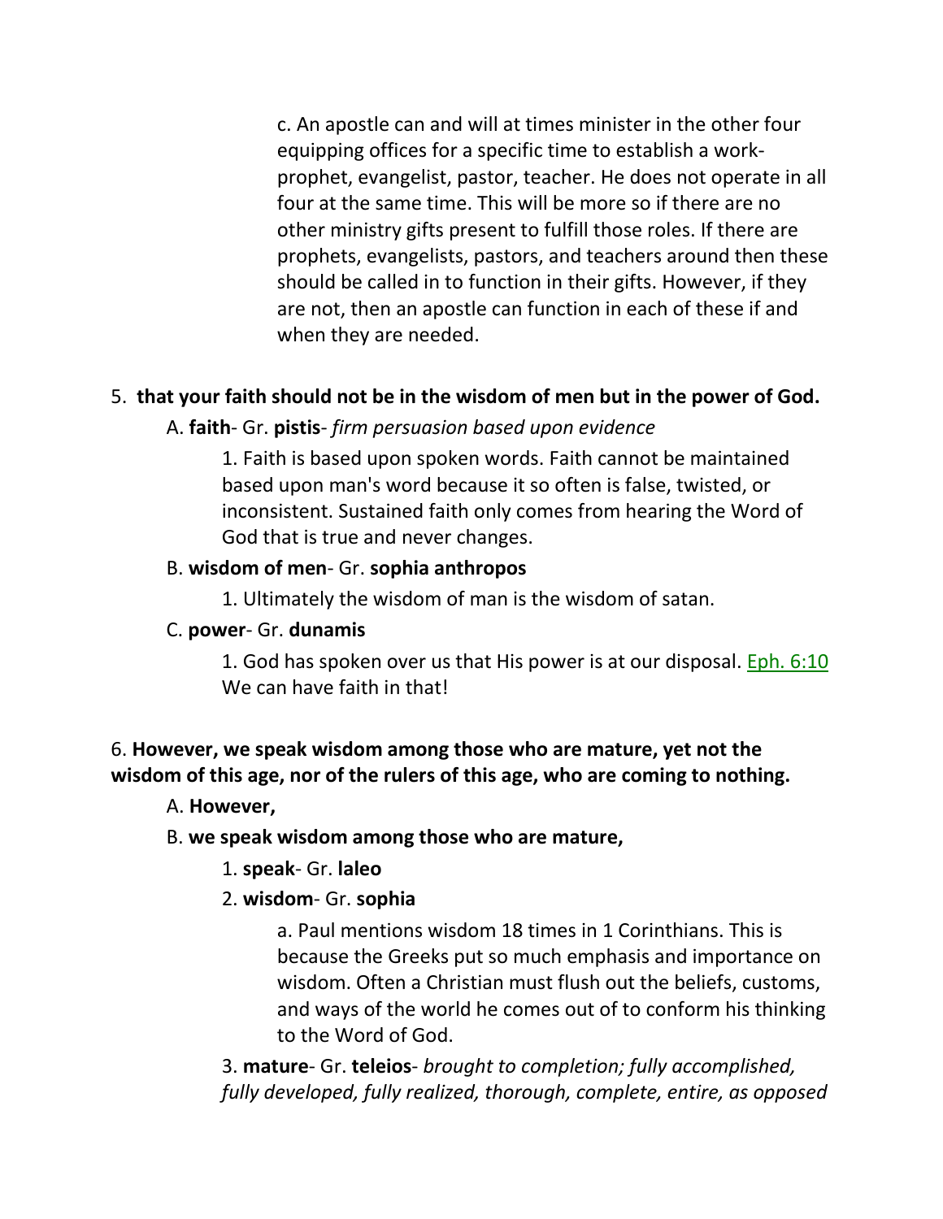c. An apostle can and will at times minister in the other four equipping offices for a specific time to establish a work- prophet, evangelist, pastor, teacher. He does not operate in all four at the same time. This will be more so if there are no other ministry gifts present to fulfill those roles. If there are prophets, evangelists, pastors, and teachers around then these should be called in to function in their gifts. However, if they are not, then an apostle can function in each of these if and when they are needed.

5. **that your faith should not be in the wisdom of men but in the power of God.**

A. **faith**- Gr. **pistis**- *firm persuasion based upon evidence*

1. Faith is based upon spoken words. Faith cannot be maintained based upon man's word because it so often is false, twisted, or inconsistent. Sustained faith only comes from hearing the Word of God that is true and never changes.

B. **wisdom of men**- Gr. **sophia anthropos**

1. Ultimately the wisdom of man is the wisdom of satan.

C. **power**- Gr. **dunamis**

1. God has spoken over us that His power is at our disposal. Eph. 6:10 We can have faith in that!

6. **However, we speak wisdom among those who are mature, yet not the wisdom of this age, nor of the rulers of this age, who are coming to nothing.**

A. **However,**

B. **we speak wisdom among those who are mature,**

1. **speak**- Gr. **laleo**

2. **wisdom**- Gr. **sophia**

a. Paul mentions wisdom 18 times in 1 Corinthians. This is because the Greeks put so much emphasis and importance on wisdom. Often a Christian must flush out the beliefs, customs, and ways of the world he comes out of to conform his thinking to the Word of God.

3. **mature**- Gr. **teleios**- *brought to completion; fully accomplished, fully developed, fully realized, thorough, complete, entire, as opposed*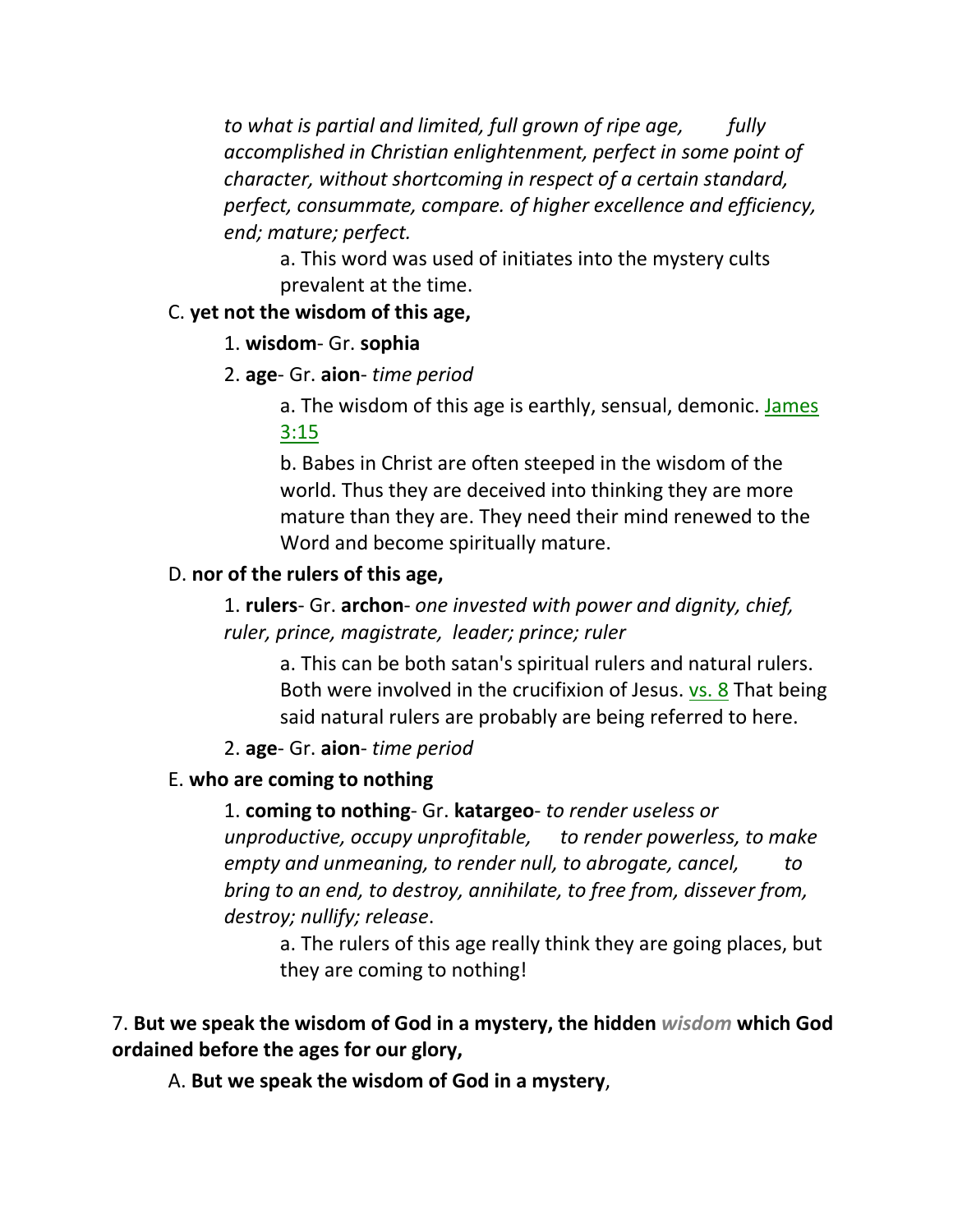*to what is partial and limited, full grown of ripe age, fully accomplished in Christian enlightenment, perfect in some point of character, without shortcoming in respect of a certain standard, perfect, consummate, compare. of higher excellence and efficiency, end; mature; perfect.*

a. This word was used of initiates into the mystery cults prevalent at the time.

C. **yet not the wisdom of this age,**

1. **wisdom**- Gr. **sophia**

2. **age**- Gr. **aion**- *time period*

a. The wisdom of this age is earthly, sensual, demonic. James 3:15

b. Babes in Christ are often steeped in the wisdom of the world. Thus they are deceived into thinking they are more mature than they are. They need their mind renewed to the Word and become spiritually mature.

D. **nor of the rulers of this age,**

1. **rulers**- Gr. **archon**- *one invested with power and dignity, chief, ruler, prince, magistrate, leader; prince; ruler*

a. This can be both satan's spiritual rulers and natural rulers. Both were involved in the crucifixion of Jesus. vs. 8 That being said natural rulers are probably are being referred to here.

2. **age**- Gr. **aion**- *time period*

E. **who are coming to nothing**

1. **coming to nothing**- Gr. **katargeo**- *to render useless or unproductive, occupy unprofitable, to render powerless, to make empty and unmeaning, to render null, to abrogate, cancel, to bring to an end, to destroy, annihilate, to free from, dissever from, destroy; nullify; release*.

a. The rulers of this age really think they are going places, but they are coming to nothing!

7. **But we speak the wisdom of God in a mystery, the hidden *wisdom* which God ordained before the ages for our glory,**

A. **But we speak the wisdom of God in a mystery**,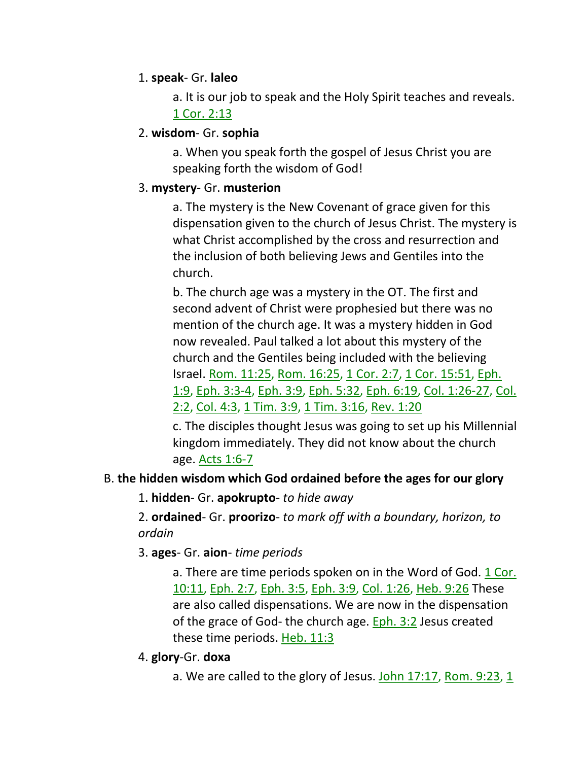1. **speak**- Gr. **laleo**

   a. It is our job to speak and the Holy Spirit teaches and reveals. 1 Cor. 2:13

2. **wisdom**- Gr. **sophia**

   a. When you speak forth the gospel of Jesus Christ you are speaking forth the wisdom of God!

3. **mystery**- Gr. **musterion**

   a. The mystery is the New Covenant of grace given for this dispensation given to the church of Jesus Christ. The mystery is what Christ accomplished by the cross and resurrection and the inclusion of both believing Jews and Gentiles into the church.

   b. The church age was a mystery in the OT. The first and second advent of Christ were prophesied but there was no mention of the church age. It was a mystery hidden in God now revealed. Paul talked a lot about this mystery of the church and the Gentiles being included with the believing Israel. Rom. 11:25, Rom. 16:25, 1 Cor. 2:7, 1 Cor. 15:51, Eph. 1:9, Eph. 3:3-4, Eph. 3:9, Eph. 5:32, Eph. 6:19, Col. 1:26-27, Col. 2:2, Col. 4:3, 1 Tim. 3:9, 1 Tim. 3:16, Rev. 1:20

   c. The disciples thought Jesus was going to set up his Millennial kingdom immediately. They did not know about the church age. Acts 1:6-7

B. **the hidden wisdom which God ordained before the ages for our glory**

1. **hidden**- Gr. **apokrupto**- *to hide away*

2. **ordained**- Gr. **proorizo**- *to mark off with a boundary, horizon, to ordain*

3. **ages**- Gr. **aion**- *time periods*

   a. There are time periods spoken on in the Word of God. 1 Cor. 10:11, Eph. 2:7, Eph. 3:5, Eph. 3:9, Col. 1:26, Heb. 9:26 These are also called dispensations. We are now in the dispensation of the grace of God- the church age. Eph. 3:2 Jesus created these time periods. Heb. 11:3

4. **glory**-Gr. **doxa**

   a. We are called to the glory of Jesus. John 17:17, Rom. 9:23, 1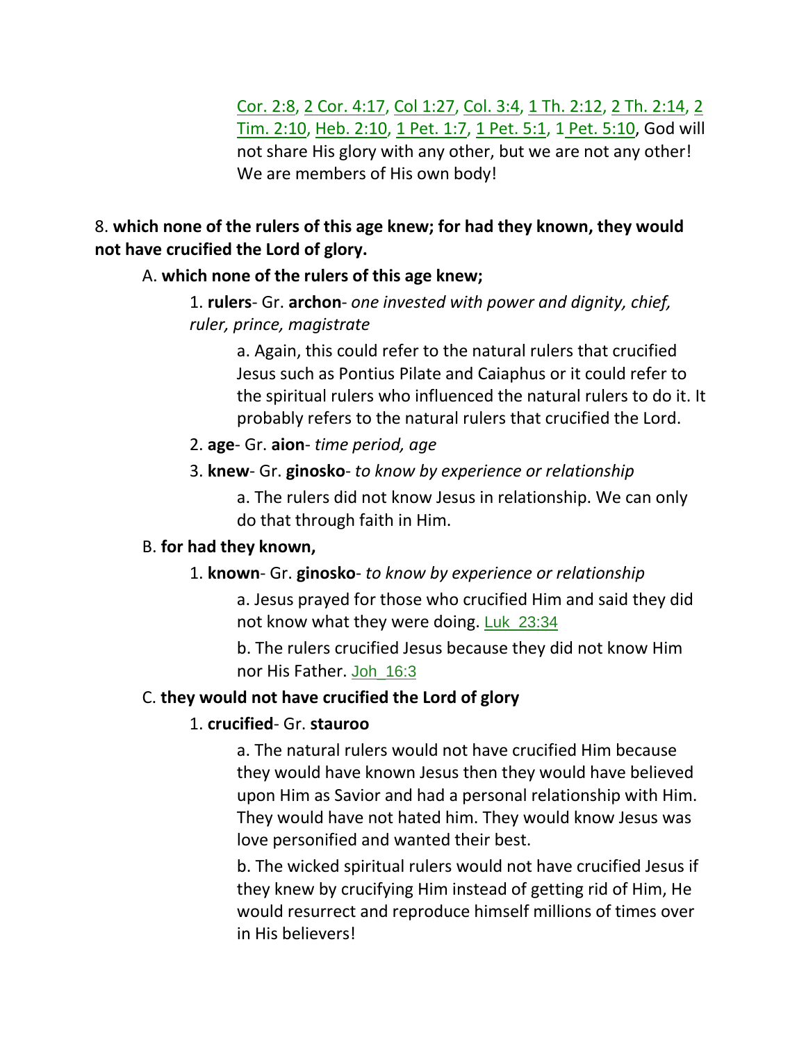Cor. 2:8, 2 Cor. 4:17, Col 1:27, Col. 3:4, 1 Th. 2:12, 2 Th. 2:14, 2 Tim. 2:10, Heb. 2:10, 1 Pet. 1:7, 1 Pet. 5:1, 1 Pet. 5:10, God will not share His glory with any other, but we are not any other! We are members of His own body!

8. **which none of the rulers of this age knew; for had they known, they would not have crucified the Lord of glory.**

A. **which none of the rulers of this age knew;**

1. **rulers**- Gr. **archon**- *one invested with power and dignity, chief, ruler, prince, magistrate*

a. Again, this could refer to the natural rulers that crucified Jesus such as Pontius Pilate and Caiaphus or it could refer to the spiritual rulers who influenced the natural rulers to do it. It probably refers to the natural rulers that crucified the Lord.

2. **age**- Gr. **aion**- *time period, age*

3. **knew**- Gr. **ginosko**- *to know by experience or relationship*

a. The rulers did not know Jesus in relationship. We can only do that through faith in Him.

B. **for had they known,**

1. **known**- Gr. **ginosko**- *to know by experience or relationship*

a. Jesus prayed for those who crucified Him and said they did not know what they were doing. Luk_23:34

b. The rulers crucified Jesus because they did not know Him nor His Father. Joh_16:3

C. **they would not have crucified the Lord of glory**

1. **crucified**- Gr. **stauroo**

a. The natural rulers would not have crucified Him because they would have known Jesus then they would have believed upon Him as Savior and had a personal relationship with Him. They would have not hated him. They would know Jesus was love personified and wanted their best.

b. The wicked spiritual rulers would not have crucified Jesus if they knew by crucifying Him instead of getting rid of Him, He would resurrect and reproduce himself millions of times over in His believers!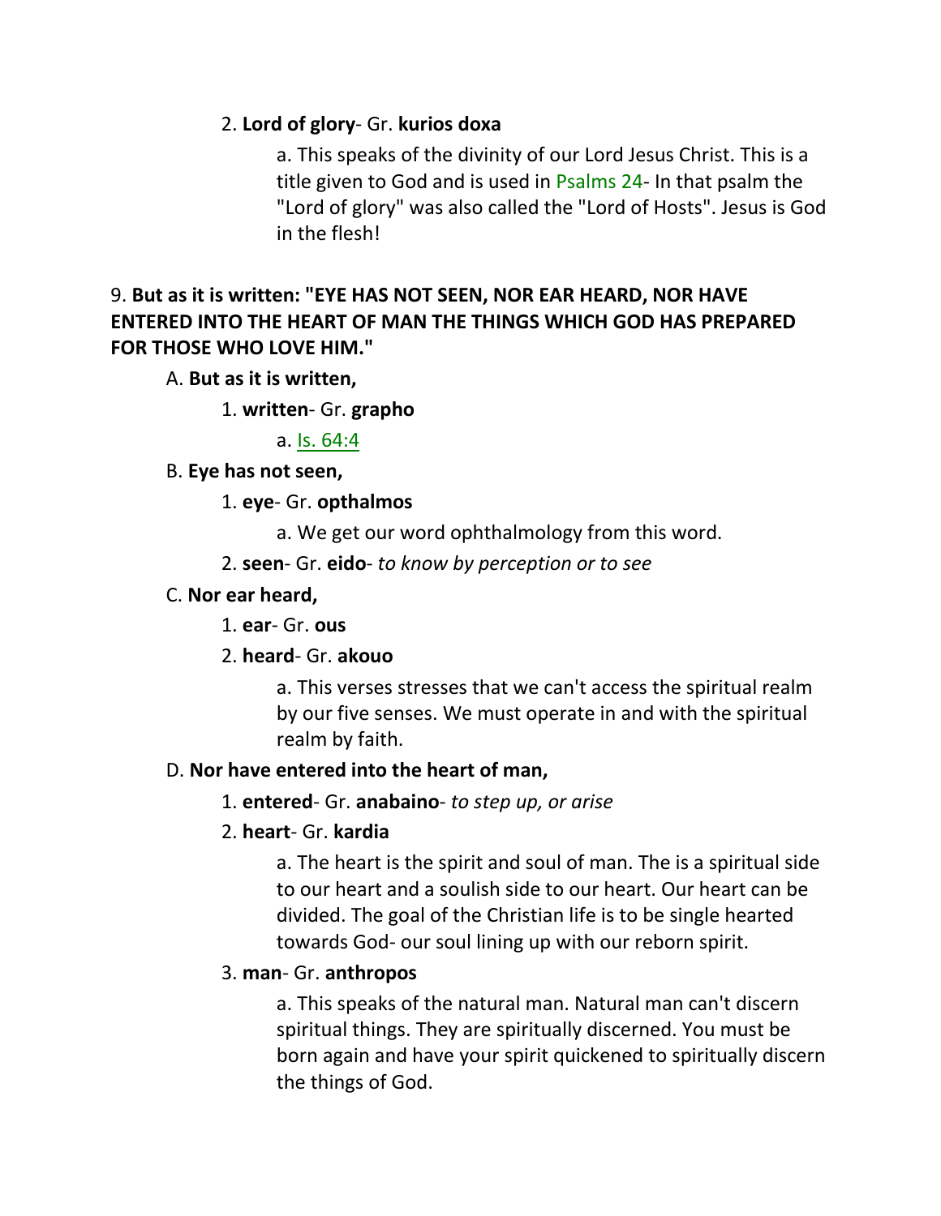2. **Lord of glory**- Gr. **kurios doxa**

a. This speaks of the divinity of our Lord Jesus Christ. This is a title given to God and is used in Psalms 24- In that psalm the "Lord of glory" was also called the "Lord of Hosts". Jesus is God in the flesh!

9. **But as it is written: "EYE HAS NOT SEEN, NOR EAR HEARD, NOR HAVE ENTERED INTO THE HEART OF MAN THE THINGS WHICH GOD HAS PREPARED FOR THOSE WHO LOVE HIM."**

A. **But as it is written,**

1. **written**- Gr. **grapho**

a. Is. 64:4

B. **Eye has not seen,**

1. **eye**- Gr. **opthalmos**

a. We get our word ophthalmology from this word.

2. **seen**- Gr. **eido**- *to know by perception or to see*

C. **Nor ear heard,**

1. **ear**- Gr. **ous**

2. **heard**- Gr. **akouo**

a. This verses stresses that we can't access the spiritual realm by our five senses. We must operate in and with the spiritual realm by faith.

D. **Nor have entered into the heart of man,**

1. **entered**- Gr. **anabaino**- *to step up, or arise*

2. **heart**- Gr. **kardia**

a. The heart is the spirit and soul of man. The is a spiritual side to our heart and a soulish side to our heart. Our heart can be divided. The goal of the Christian life is to be single hearted towards God- our soul lining up with our reborn spirit.

3. **man**- Gr. **anthropos**

a. This speaks of the natural man. Natural man can't discern spiritual things. They are spiritually discerned. You must be born again and have your spirit quickened to spiritually discern the things of God.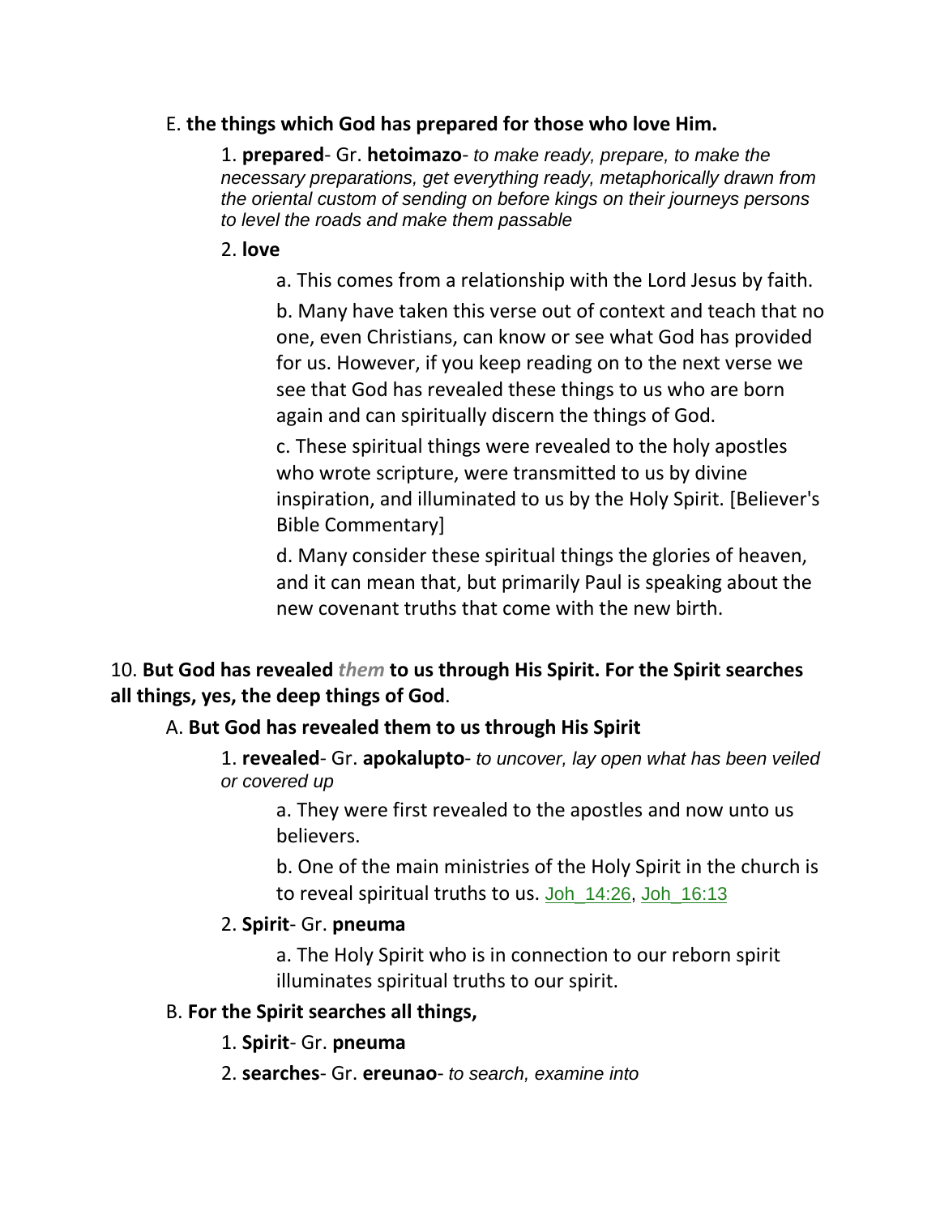E. **the things which God has prepared for those who love Him.**

1. **prepared**- Gr. **hetoimazo**- *to make ready, prepare, to make the necessary preparations, get everything ready, metaphorically drawn from the oriental custom of sending on before kings on their journeys persons to level the roads and make them passable*

2. **love**

a. This comes from a relationship with the Lord Jesus by faith.

b. Many have taken this verse out of context and teach that no one, even Christians, can know or see what God has provided for us. However, if you keep reading on to the next verse we see that God has revealed these things to us who are born again and can spiritually discern the things of God.

c. These spiritual things were revealed to the holy apostles who wrote scripture, were transmitted to us by divine inspiration, and illuminated to us by the Holy Spirit. [Believer's Bible Commentary]

d. Many consider these spiritual things the glories of heaven, and it can mean that, but primarily Paul is speaking about the new covenant truths that come with the new birth.

10. **But God has revealed *them* to us through His Spirit. For the Spirit searches all things, yes, the deep things of God**.

A. **But God has revealed them to us through His Spirit**

1. **revealed**- Gr. **apokalupto**- *to uncover, lay open what has been veiled or covered up*

a. They were first revealed to the apostles and now unto us believers.

b. One of the main ministries of the Holy Spirit in the church is to reveal spiritual truths to us. Joh_14:26, Joh_16:13

2. **Spirit**- Gr. **pneuma**

a. The Holy Spirit who is in connection to our reborn spirit illuminates spiritual truths to our spirit.

B. **For the Spirit searches all things,**

1. **Spirit**- Gr. **pneuma**

2. **searches**- Gr. **ereunao**- *to search, examine into*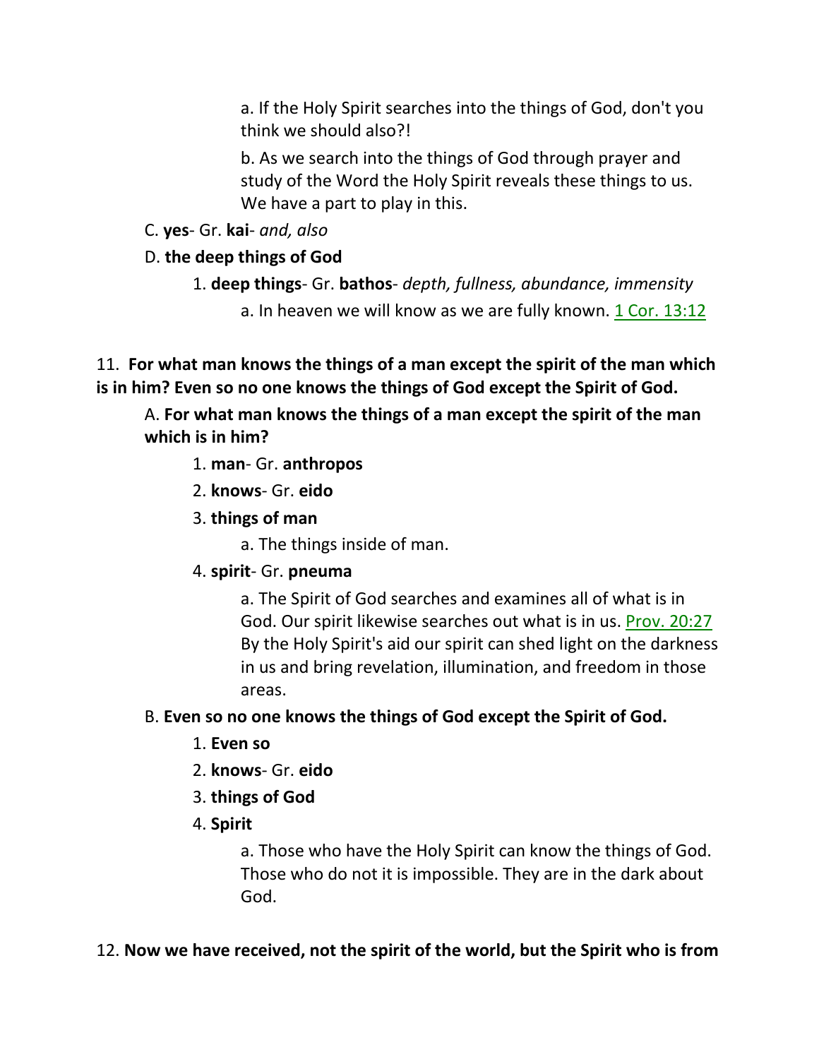a. If the Holy Spirit searches into the things of God, don't you think we should also?!

b. As we search into the things of God through prayer and study of the Word the Holy Spirit reveals these things to us. We have a part to play in this.

C. **yes**- Gr. **kai**- *and, also*

D. **the deep things of God**

1. **deep things**- Gr. **bathos**- *depth, fullness, abundance, immensity*

a. In heaven we will know as we are fully known. 1 Cor. 13:12

11. **For what man knows the things of a man except the spirit of the man which is in him? Even so no one knows the things of God except the Spirit of God.**

A. **For what man knows the things of a man except the spirit of the man which is in him?**

1. **man**- Gr. **anthropos**

2. **knows**- Gr. **eido**

3. **things of man**

a. The things inside of man.

4. **spirit**- Gr. **pneuma**

a. The Spirit of God searches and examines all of what is in God. Our spirit likewise searches out what is in us. Prov. 20:27 By the Holy Spirit's aid our spirit can shed light on the darkness in us and bring revelation, illumination, and freedom in those areas.

B. **Even so no one knows the things of God except the Spirit of God.**

1. **Even so**

2. **knows**- Gr. **eido**

3. **things of God**

4. **Spirit**

a. Those who have the Holy Spirit can know the things of God. Those who do not it is impossible. They are in the dark about God.

12. **Now we have received, not the spirit of the world, but the Spirit who is from**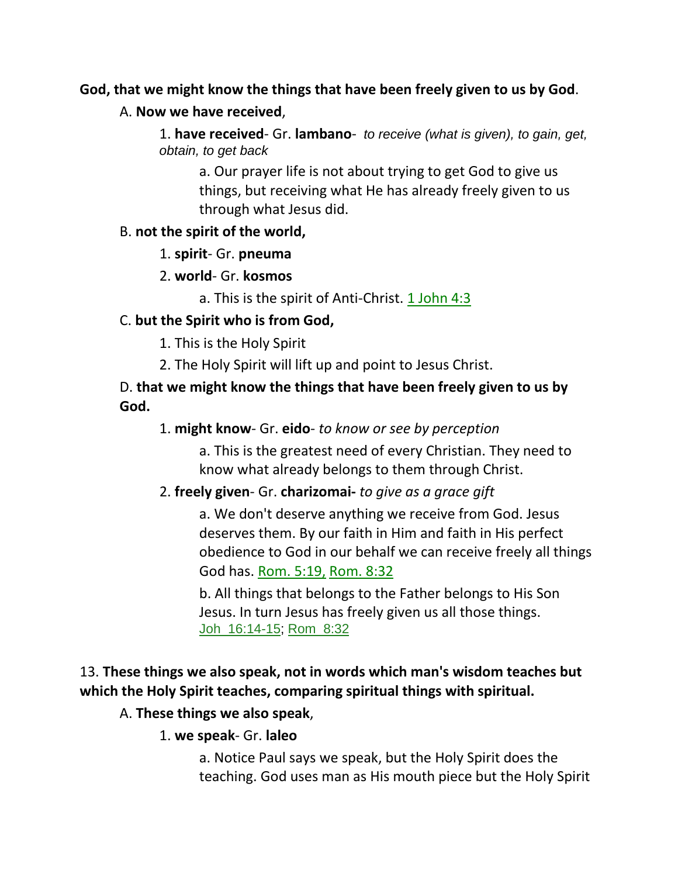**God, that we might know the things that have been freely given to us by God**.

A. **Now we have received**,

1. **have received**- Gr. **lambano**- *to receive (what is given), to gain, get, obtain, to get back*

a. Our prayer life is not about trying to get God to give us things, but receiving what He has already freely given to us through what Jesus did.

B. **not the spirit of the world,**

1. **spirit**- Gr. **pneuma**

2. **world**- Gr. **kosmos**

a. This is the spirit of Anti-Christ. 1 John 4:3

C. **but the Spirit who is from God,**

1. This is the Holy Spirit

2. The Holy Spirit will lift up and point to Jesus Christ.

D. **that we might know the things that have been freely given to us by God.**

1. **might know**- Gr. **eido**- *to know or see by perception*

a. This is the greatest need of every Christian. They need to know what already belongs to them through Christ.

2. **freely given**- Gr. **charizomai-** *to give as a grace gift*

a. We don't deserve anything we receive from God. Jesus deserves them. By our faith in Him and faith in His perfect obedience to God in our behalf we can receive freely all things God has. Rom. 5:19, Rom. 8:32

b. All things that belongs to the Father belongs to His Son Jesus. In turn Jesus has freely given us all those things. Joh 16:14-15; Rom 8:32

13. **These things we also speak, not in words which man's wisdom teaches but which the Holy Spirit teaches, comparing spiritual things with spiritual.**

A. **These things we also speak**,

1. **we speak**- Gr. **laleo**

a. Notice Paul says we speak, but the Holy Spirit does the teaching. God uses man as His mouth piece but the Holy Spirit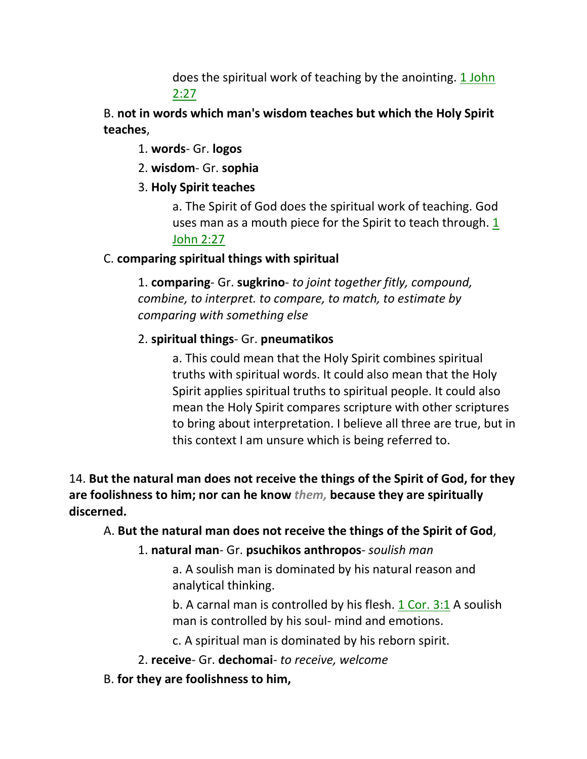does the spiritual work of teaching by the anointing. 1 John 2:27

B. **not in words which man's wisdom teaches but which the Holy Spirit teaches**,

1. **words**- Gr. **logos**
2. **wisdom**- Gr. **sophia**
3. **Holy Spirit teaches**

a. The Spirit of God does the spiritual work of teaching. God uses man as a mouth piece for the Spirit to teach through. 1 John 2:27

C. **comparing spiritual things with spiritual**

1. **comparing**- Gr. **sugkrino**- *to joint together fitly, compound, combine, to interpret. to compare, to match, to estimate by comparing with something else*

2. **spiritual things**- Gr. **pneumatikos**

a. This could mean that the Holy Spirit combines spiritual truths with spiritual words. It could also mean that the Holy Spirit applies spiritual truths to spiritual people. It could also mean the Holy Spirit compares scripture with other scriptures to bring about interpretation. I believe all three are true, but in this context I am unsure which is being referred to.

14. **But the natural man does not receive the things of the Spirit of God, for they are foolishness to him; nor can he know** ***them,*** **because they are spiritually discerned.**

A. **But the natural man does not receive the things of the Spirit of God**,

1. **natural man**- Gr. **psuchikos anthropos**- *soulish man*

a. A soulish man is dominated by his natural reason and analytical thinking.

b. A carnal man is controlled by his flesh. 1 Cor. 3:1 A soulish man is controlled by his soul- mind and emotions.

c. A spiritual man is dominated by his reborn spirit.

2. **receive**- Gr. **dechomai**- *to receive, welcome*

B. **for they are foolishness to him,**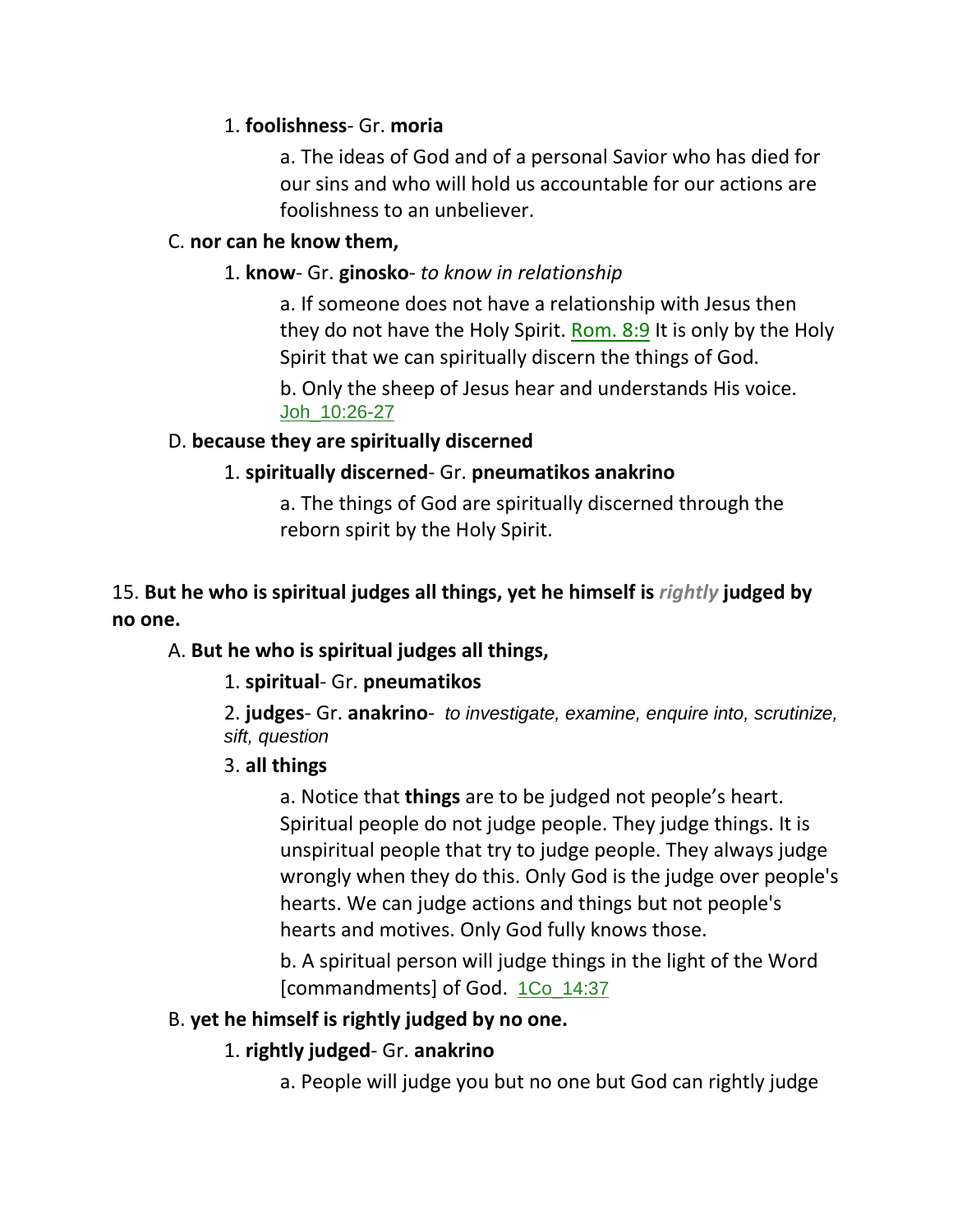1. **foolishness**- Gr. **moria**

a. The ideas of God and of a personal Savior who has died for our sins and who will hold us accountable for our actions are foolishness to an unbeliever.

C. **nor can he know them,**

1. **know**- Gr. **ginosko**- *to know in relationship*

a. If someone does not have a relationship with Jesus then they do not have the Holy Spirit. Rom. 8:9 It is only by the Holy Spirit that we can spiritually discern the things of God.

b. Only the sheep of Jesus hear and understands His voice. Joh_10:26-27

D. **because they are spiritually discerned**

1. **spiritually discerned**- Gr. **pneumatikos anakrino**

a. The things of God are spiritually discerned through the reborn spirit by the Holy Spirit.

15. **But he who is spiritual judges all things, yet he himself is *rightly* judged by no one.**

A. **But he who is spiritual judges all things,**

1. **spiritual**- Gr. **pneumatikos**

2. **judges**- Gr. **anakrino**- *to investigate, examine, enquire into, scrutinize, sift, question*

3. **all things**

a. Notice that **things** are to be judged not people's heart. Spiritual people do not judge people. They judge things. It is unspiritual people that try to judge people. They always judge wrongly when they do this. Only God is the judge over people's hearts. We can judge actions and things but not people's hearts and motives. Only God fully knows those.

b. A spiritual person will judge things in the light of the Word [commandments] of God. 1Co_14:37

B. **yet he himself is rightly judged by no one.**

1. **rightly judged**- Gr. **anakrino**

a. People will judge you but no one but God can rightly judge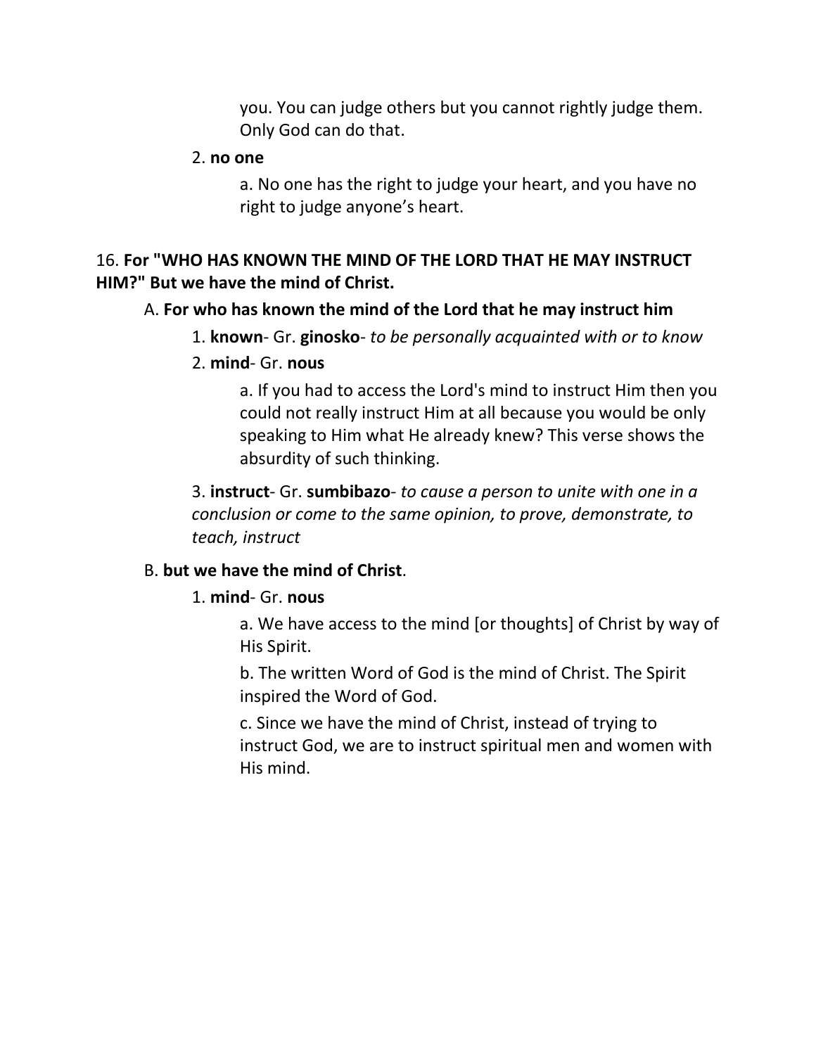you. You can judge others but you cannot rightly judge them. Only God can do that.

2. **no one**

a. No one has the right to judge your heart, and you have no right to judge anyone's heart.

16. **For "WHO HAS KNOWN THE MIND OF THE LORD THAT HE MAY INSTRUCT HIM?" But we have the mind of Christ.**

A. **For who has known the mind of the Lord that he may instruct him**

1. **known**- Gr. **ginosko**- *to be personally acquainted with or to know*

2. **mind**- Gr. **nous**

a. If you had to access the Lord's mind to instruct Him then you could not really instruct Him at all because you would be only speaking to Him what He already knew? This verse shows the absurdity of such thinking.

3. **instruct**- Gr. **sumbibazo**- *to cause a person to unite with one in a conclusion or come to the same opinion, to prove, demonstrate, to teach, instruct*

B. **but we have the mind of Christ**.

1. **mind**- Gr. **nous**

a. We have access to the mind [or thoughts] of Christ by way of His Spirit.

b. The written Word of God is the mind of Christ. The Spirit inspired the Word of God.

c. Since we have the mind of Christ, instead of trying to instruct God, we are to instruct spiritual men and women with His mind.